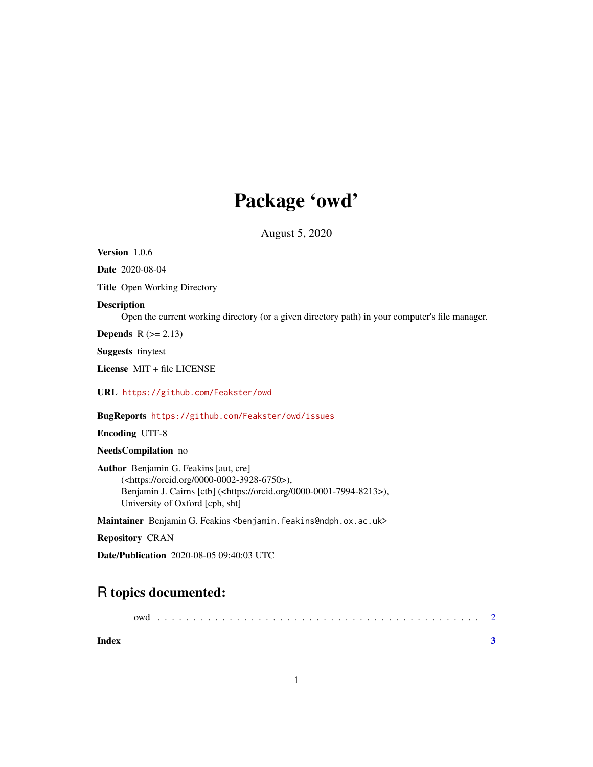# Package 'owd'

August 5, 2020

**Version** 1.0.6

**Date** 2020-08-04

**Title** Open Working Directory

**Description**
Open the current working directory (or a given directory path) in your computer's file manager.

**Depends** R (>= 2.13)

**Suggests** tinytest

**License** MIT + file LICENSE

**URL** https://github.com/Feakster/owd

**BugReports** https://github.com/Feakster/owd/issues

**Encoding** UTF-8

**NeedsCompilation** no

**Author** Benjamin G. Feakins [aut, cre]
(<https://orcid.org/0000-0002-3928-6750>),
Benjamin J. Cairns [ctb] (<https://orcid.org/0000-0001-7994-8213>),
University of Oxford [cph, sht]

**Maintainer** Benjamin G. Feakins <benjamin.feakins@ndph.ox.ac.uk>

**Repository** CRAN

**Date/Publication** 2020-08-05 09:40:03 UTC

## R topics documented:

owd . . . . . . . . . . . . . . . . . . . . . . . . . . . . . . . . . . . . . . . . . . . 2

**Index** **3**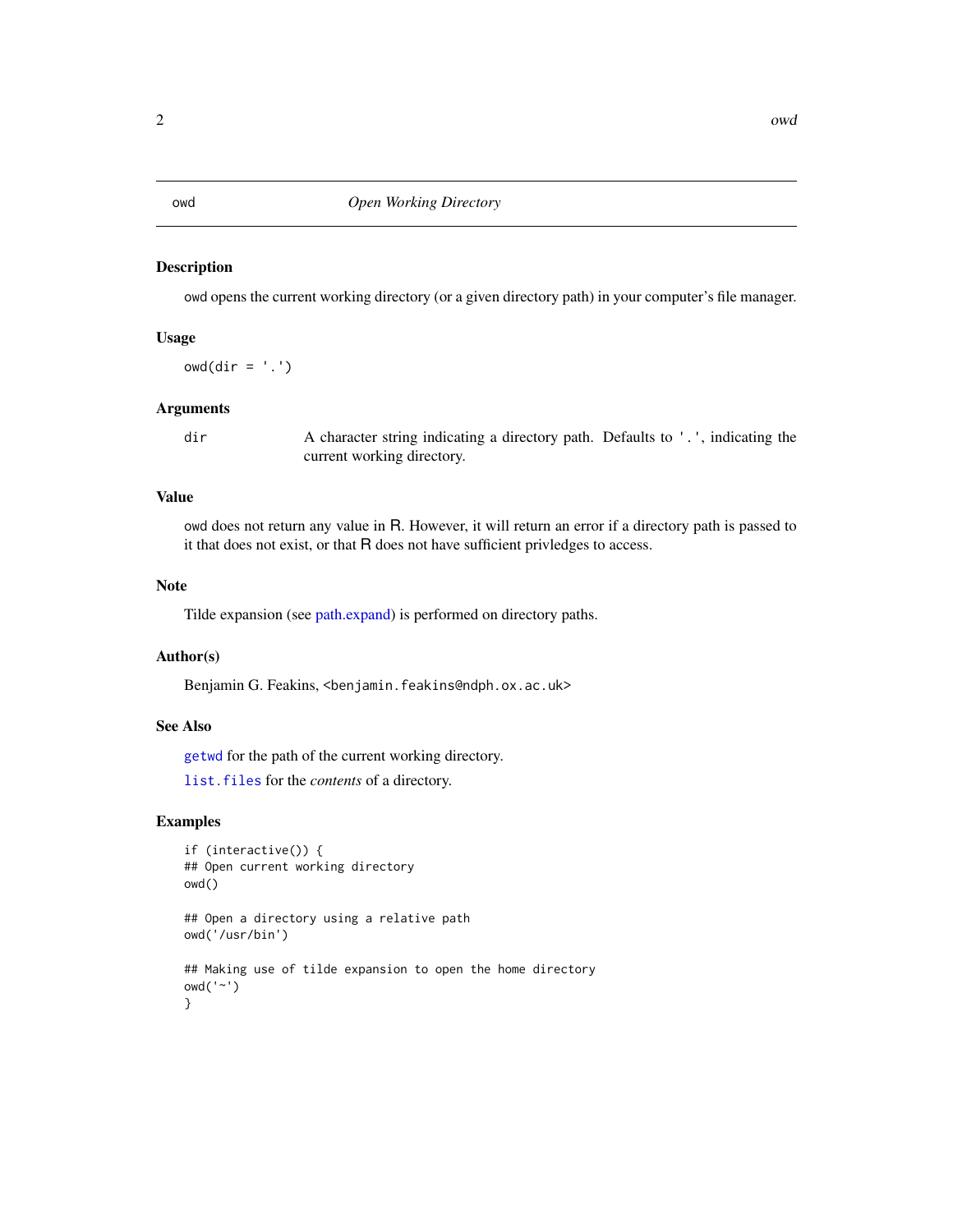owd *Open Working Directory*

## Description

owd opens the current working directory (or a given directory path) in your computer's file manager.

## Usage

```
owd(dir = '.')
```

## Arguments

| | |
|---|---|
| dir | A character string indicating a directory path. Defaults to '.', indicating the current working directory. |

## Value

owd does not return any value in R. However, it will return an error if a directory path is passed to it that does not exist, or that R does not have sufficient privledges to access.

## Note

Tilde expansion (see path.expand) is performed on directory paths.

## Author(s)

Benjamin G. Feakins, <benjamin.feakins@ndph.ox.ac.uk>

## See Also

getwd for the path of the current working directory.

list.files for the *contents* of a directory.

## Examples

```
if (interactive()) {
## Open current working directory
owd()

## Open a directory using a relative path
owd('/usr/bin')

## Making use of tilde expansion to open the home directory
owd('~')
}
```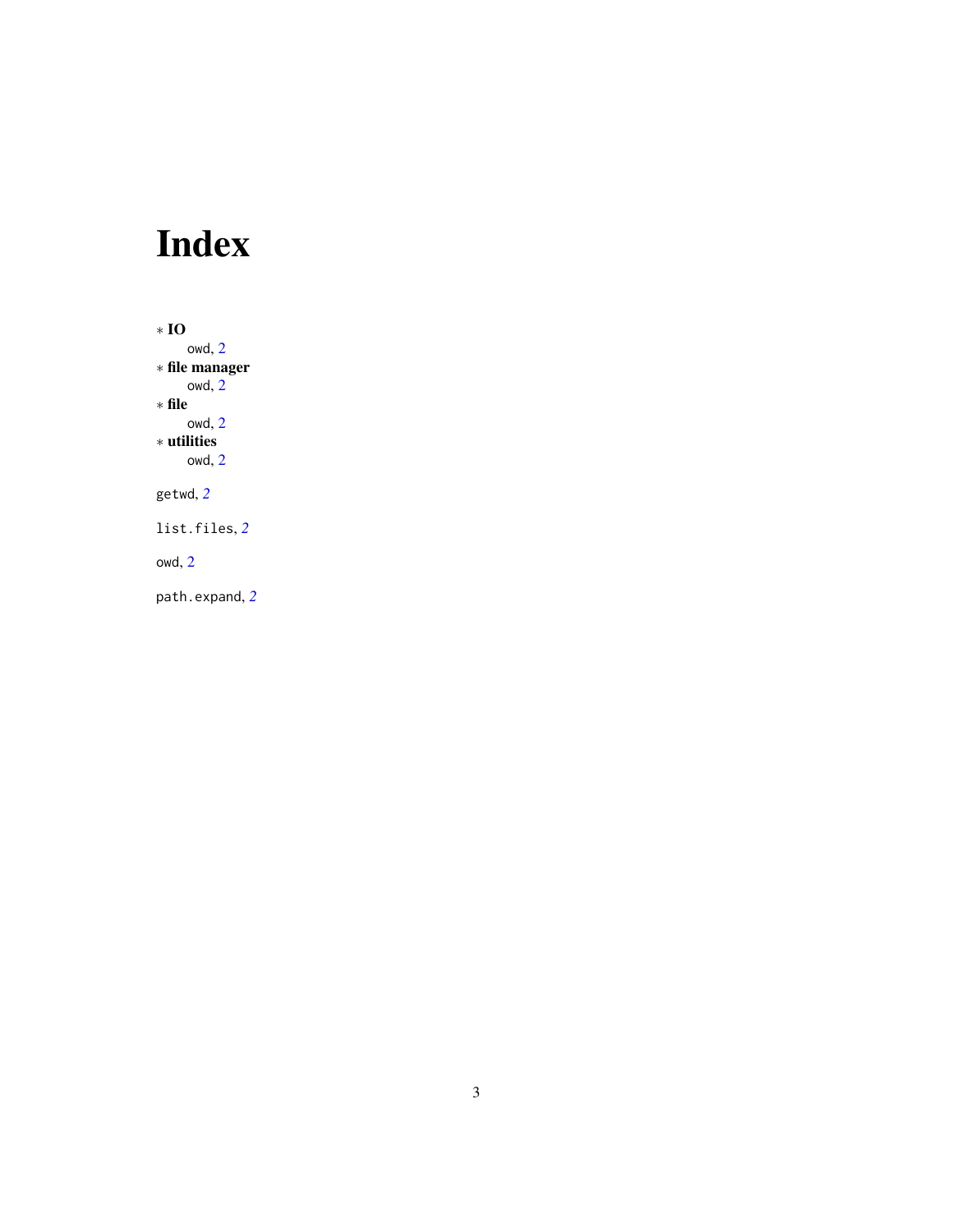# Index

∗ **IO**
    owd, 2
∗ **file manager**
    owd, 2
∗ **file**
    owd, 2
∗ **utilities**
    owd, 2

getwd, *2*

list.files, *2*

owd, 2

path.expand, *2*